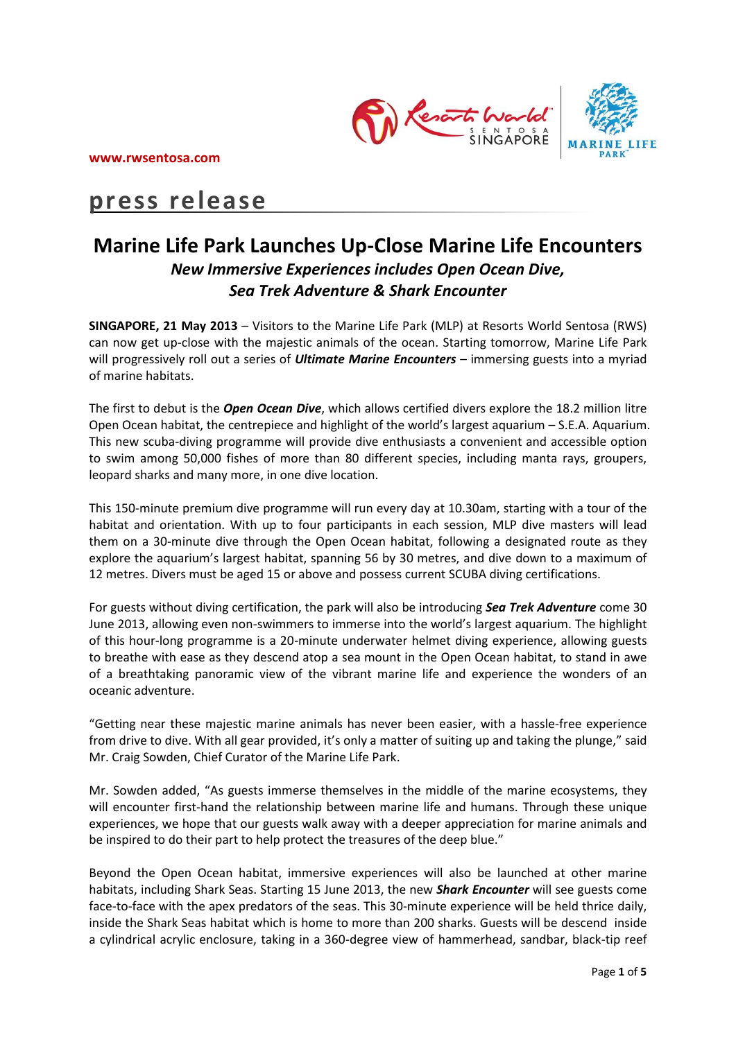www.rwsentosa.com

# press release

## Marine Life Park Launches Up-Close Marine Life Encounters

### *New Immersive Experiences includes Open Ocean Dive, Sea Trek Adventure & Shark Encounter*

**SINGAPORE, 21 May 2013** – Visitors to the Marine Life Park (MLP) at Resorts World Sentosa (RWS) can now get up-close with the majestic animals of the ocean. Starting tomorrow, Marine Life Park will progressively roll out a series of ***Ultimate Marine Encounters*** – immersing guests into a myriad of marine habitats.

The first to debut is the ***Open Ocean Dive***, which allows certified divers explore the 18.2 million litre Open Ocean habitat, the centrepiece and highlight of the world's largest aquarium – S.E.A. Aquarium. This new scuba-diving programme will provide dive enthusiasts a convenient and accessible option to swim among 50,000 fishes of more than 80 different species, including manta rays, groupers, leopard sharks and many more, in one dive location.

This 150-minute premium dive programme will run every day at 10.30am, starting with a tour of the habitat and orientation. With up to four participants in each session, MLP dive masters will lead them on a 30-minute dive through the Open Ocean habitat, following a designated route as they explore the aquarium's largest habitat, spanning 56 by 30 metres, and dive down to a maximum of 12 metres. Divers must be aged 15 or above and possess current SCUBA diving certifications.

For guests without diving certification, the park will also be introducing ***Sea Trek Adventure*** come 30 June 2013, allowing even non-swimmers to immerse into the world's largest aquarium. The highlight of this hour-long programme is a 20-minute underwater helmet diving experience, allowing guests to breathe with ease as they descend atop a sea mount in the Open Ocean habitat, to stand in awe of a breathtaking panoramic view of the vibrant marine life and experience the wonders of an oceanic adventure.

"Getting near these majestic marine animals has never been easier, with a hassle-free experience from drive to dive. With all gear provided, it's only a matter of suiting up and taking the plunge," said Mr. Craig Sowden, Chief Curator of the Marine Life Park.

Mr. Sowden added, "As guests immerse themselves in the middle of the marine ecosystems, they will encounter first-hand the relationship between marine life and humans. Through these unique experiences, we hope that our guests walk away with a deeper appreciation for marine animals and be inspired to do their part to help protect the treasures of the deep blue."

Beyond the Open Ocean habitat, immersive experiences will also be launched at other marine habitats, including Shark Seas. Starting 15 June 2013, the new ***Shark Encounter*** will see guests come face-to-face with the apex predators of the seas. This 30-minute experience will be held thrice daily, inside the Shark Seas habitat which is home to more than 200 sharks. Guests will be descend inside a cylindrical acrylic enclosure, taking in a 360-degree view of hammerhead, sandbar, black-tip reef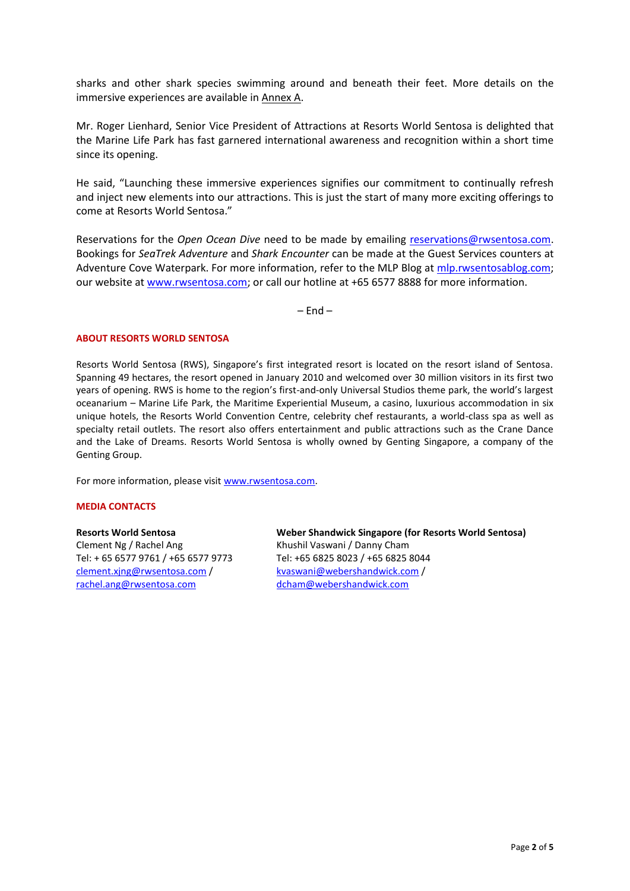sharks and other shark species swimming around and beneath their feet. More details on the immersive experiences are available in Annex A.

Mr. Roger Lienhard, Senior Vice President of Attractions at Resorts World Sentosa is delighted that the Marine Life Park has fast garnered international awareness and recognition within a short time since its opening.

He said, "Launching these immersive experiences signifies our commitment to continually refresh and inject new elements into our attractions. This is just the start of many more exciting offerings to come at Resorts World Sentosa."

Reservations for the *Open Ocean Dive* need to be made by emailing reservations@rwsentosa.com. Bookings for *SeaTrek Adventure* and *Shark Encounter* can be made at the Guest Services counters at Adventure Cove Waterpark. For more information, refer to the MLP Blog at mlp.rwsentosablog.com; our website at www.rwsentosa.com; or call our hotline at +65 6577 8888 for more information.

– End –

**ABOUT RESORTS WORLD SENTOSA**

Resorts World Sentosa (RWS), Singapore's first integrated resort is located on the resort island of Sentosa. Spanning 49 hectares, the resort opened in January 2010 and welcomed over 30 million visitors in its first two years of opening. RWS is home to the region's first-and-only Universal Studios theme park, the world's largest oceanarium – Marine Life Park, the Maritime Experiential Museum, a casino, luxurious accommodation in six unique hotels, the Resorts World Convention Centre, celebrity chef restaurants, a world-class spa as well as specialty retail outlets. The resort also offers entertainment and public attractions such as the Crane Dance and the Lake of Dreams. Resorts World Sentosa is wholly owned by Genting Singapore, a company of the Genting Group.

For more information, please visit www.rwsentosa.com.

**MEDIA CONTACTS**

**Resorts World Sentosa**
Clement Ng / Rachel Ang
Tel: + 65 6577 9761 / +65 6577 9773
clement.xjng@rwsentosa.com /
rachel.ang@rwsentosa.com

**Weber Shandwick Singapore (for Resorts World Sentosa)**
Khushil Vaswani / Danny Cham
Tel: +65 6825 8023 / +65 6825 8044
kvaswani@webershandwick.com /
dcham@webershandwick.com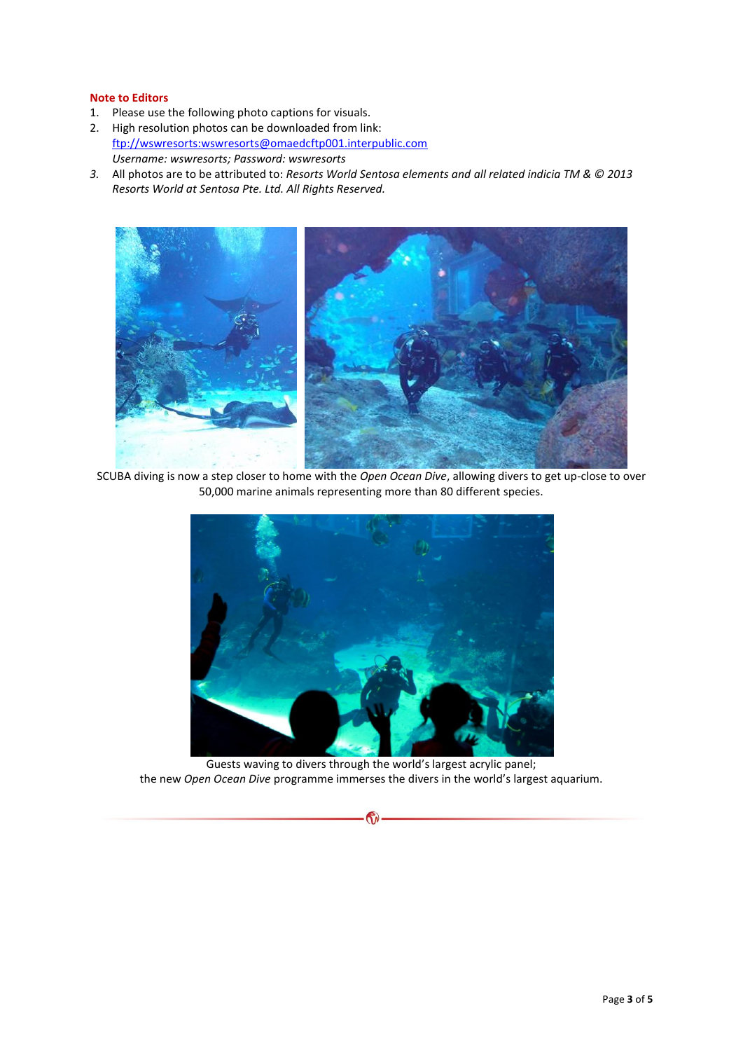**Note to Editors**

1. Please use the following photo captions for visuals.
2. High resolution photos can be downloaded from link: [ftp://wswresorts:wswresorts@omaedcftp001.interpublic.com](ftp://wswresorts:wswresorts@omaedcftp001.interpublic.com)
   *Username: wswresorts; Password: wswresorts*
3. All photos are to be attributed to: *Resorts World Sentosa elements and all related indicia TM & © 2013 Resorts World at Sentosa Pte. Ltd. All Rights Reserved.*

SCUBA diving is now a step closer to home with the *Open Ocean Dive*, allowing divers to get up-close to over 50,000 marine animals representing more than 80 different species.

Guests waving to divers through the world's largest acrylic panel;
the new *Open Ocean Dive* programme immerses the divers in the world's largest aquarium.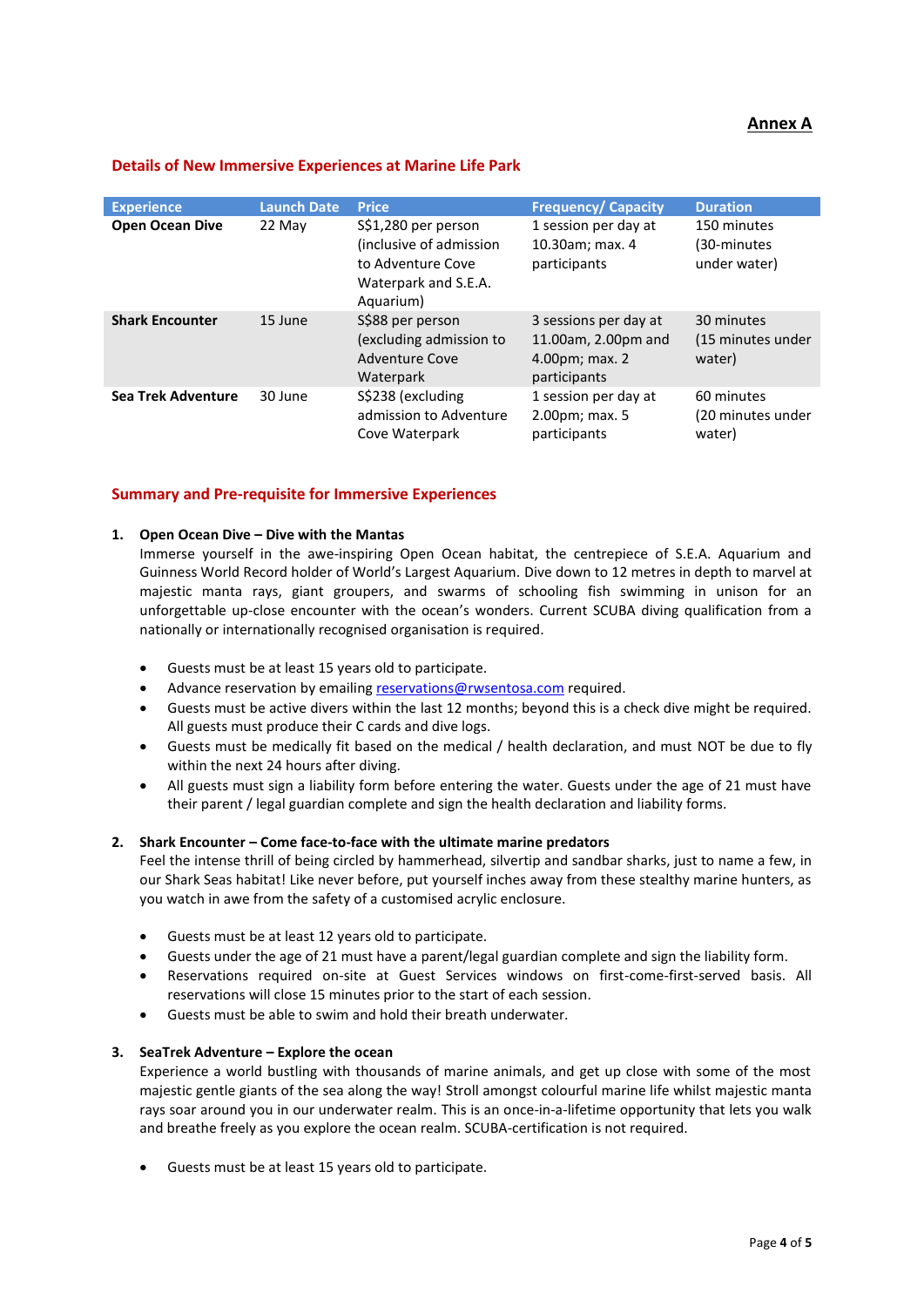**Annex A**

## Details of New Immersive Experiences at Marine Life Park

| Experience | Launch Date | Price | Frequency/ Capacity | Duration |
|---|---|---|---|---|
| **Open Ocean Dive** | 22 May | S$1,280 per person (inclusive of admission to Adventure Cove Waterpark and S.E.A. Aquarium) | 1 session per day at 10.30am; max. 4 participants | 150 minutes (30-minutes under water) |
| **Shark Encounter** | 15 June | S$88 per person (excluding admission to Adventure Cove Waterpark | 3 sessions per day at 11.00am, 2.00pm and 4.00pm; max. 2 participants | 30 minutes (15 minutes under water) |
| **Sea Trek Adventure** | 30 June | S$238 (excluding admission to Adventure Cove Waterpark | 1 session per day at 2.00pm; max. 5 participants | 60 minutes (20 minutes under water) |

## Summary and Pre-requisite for Immersive Experiences

**1. Open Ocean Dive – Dive with the Mantas**

Immerse yourself in the awe-inspiring Open Ocean habitat, the centrepiece of S.E.A. Aquarium and Guinness World Record holder of World's Largest Aquarium. Dive down to 12 metres in depth to marvel at majestic manta rays, giant groupers, and swarms of schooling fish swimming in unison for an unforgettable up-close encounter with the ocean's wonders. Current SCUBA diving qualification from a nationally or internationally recognised organisation is required.

- Guests must be at least 15 years old to participate.
- Advance reservation by emailing reservations@rwsentosa.com required.
- Guests must be active divers within the last 12 months; beyond this is a check dive might be required. All guests must produce their C cards and dive logs.
- Guests must be medically fit based on the medical / health declaration, and must NOT be due to fly within the next 24 hours after diving.
- All guests must sign a liability form before entering the water. Guests under the age of 21 must have their parent / legal guardian complete and sign the health declaration and liability forms.

**2. Shark Encounter – Come face-to-face with the ultimate marine predators**

Feel the intense thrill of being circled by hammerhead, silvertip and sandbar sharks, just to name a few, in our Shark Seas habitat! Like never before, put yourself inches away from these stealthy marine hunters, as you watch in awe from the safety of a customised acrylic enclosure.

- Guests must be at least 12 years old to participate.
- Guests under the age of 21 must have a parent/legal guardian complete and sign the liability form.
- Reservations required on-site at Guest Services windows on first-come-first-served basis. All reservations will close 15 minutes prior to the start of each session.
- Guests must be able to swim and hold their breath underwater.

**3. SeaTrek Adventure – Explore the ocean**

Experience a world bustling with thousands of marine animals, and get up close with some of the most majestic gentle giants of the sea along the way! Stroll amongst colourful marine life whilst majestic manta rays soar around you in our underwater realm. This is an once-in-a-lifetime opportunity that lets you walk and breathe freely as you explore the ocean realm. SCUBA-certification is not required.

- Guests must be at least 15 years old to participate.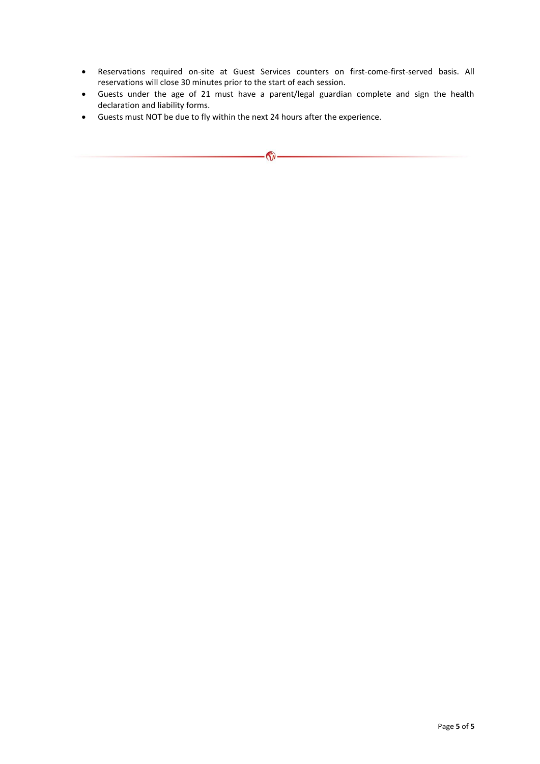- Reservations required on-site at Guest Services counters on first-come-first-served basis. All reservations will close 30 minutes prior to the start of each session.
- Guests under the age of 21 must have a parent/legal guardian complete and sign the health declaration and liability forms.
- Guests must NOT be due to fly within the next 24 hours after the experience.